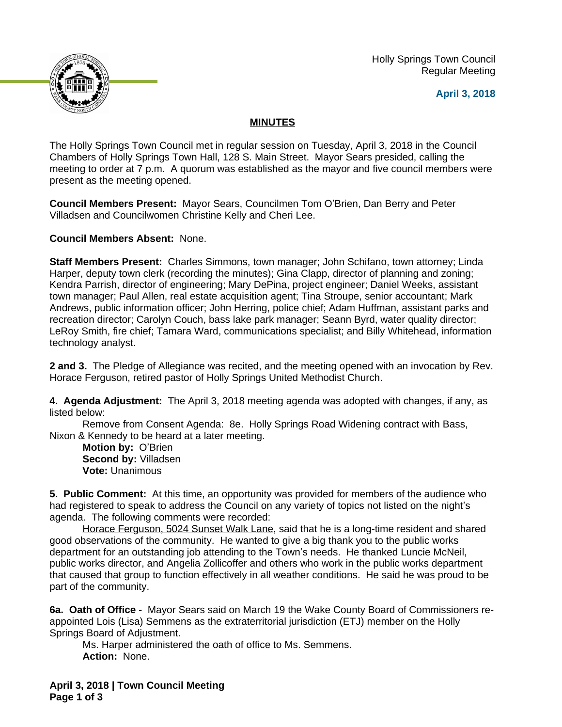Holly Springs Town Council
Regular Meeting

**April 3, 2018**

## MINUTES

The Holly Springs Town Council met in regular session on Tuesday, April 3, 2018 in the Council Chambers of Holly Springs Town Hall, 128 S. Main Street. Mayor Sears presided, calling the meeting to order at 7 p.m. A quorum was established as the mayor and five council members were present as the meeting opened.

**Council Members Present:** Mayor Sears, Councilmen Tom O'Brien, Dan Berry and Peter Villadsen and Councilwomen Christine Kelly and Cheri Lee.

**Council Members Absent:** None.

**Staff Members Present:** Charles Simmons, town manager; John Schifano, town attorney; Linda Harper, deputy town clerk (recording the minutes); Gina Clapp, director of planning and zoning; Kendra Parrish, director of engineering; Mary DePina, project engineer; Daniel Weeks, assistant town manager; Paul Allen, real estate acquisition agent; Tina Stroupe, senior accountant; Mark Andrews, public information officer; John Herring, police chief; Adam Huffman, assistant parks and recreation director; Carolyn Couch, bass lake park manager; Seann Byrd, water quality director; LeRoy Smith, fire chief; Tamara Ward, communications specialist; and Billy Whitehead, information technology analyst.

**2 and 3.** The Pledge of Allegiance was recited, and the meeting opened with an invocation by Rev. Horace Ferguson, retired pastor of Holly Springs United Methodist Church.

**4. Agenda Adjustment:** The April 3, 2018 meeting agenda was adopted with changes, if any, as listed below:

Remove from Consent Agenda: 8e. Holly Springs Road Widening contract with Bass, Nixon & Kennedy to be heard at a later meeting.

**Motion by:** O'Brien
**Second by:** Villadsen
**Vote:** Unanimous

**5. Public Comment:** At this time, an opportunity was provided for members of the audience who had registered to speak to address the Council on any variety of topics not listed on the night's agenda. The following comments were recorded:

Horace Ferguson, 5024 Sunset Walk Lane, said that he is a long-time resident and shared good observations of the community. He wanted to give a big thank you to the public works department for an outstanding job attending to the Town's needs. He thanked Luncie McNeil, public works director, and Angelia Zollicoffer and others who work in the public works department that caused that group to function effectively in all weather conditions. He said he was proud to be part of the community.

**6a. Oath of Office -** Mayor Sears said on March 19 the Wake County Board of Commissioners re-appointed Lois (Lisa) Semmens as the extraterritorial jurisdiction (ETJ) member on the Holly Springs Board of Adjustment.

Ms. Harper administered the oath of office to Ms. Semmens.
**Action:** None.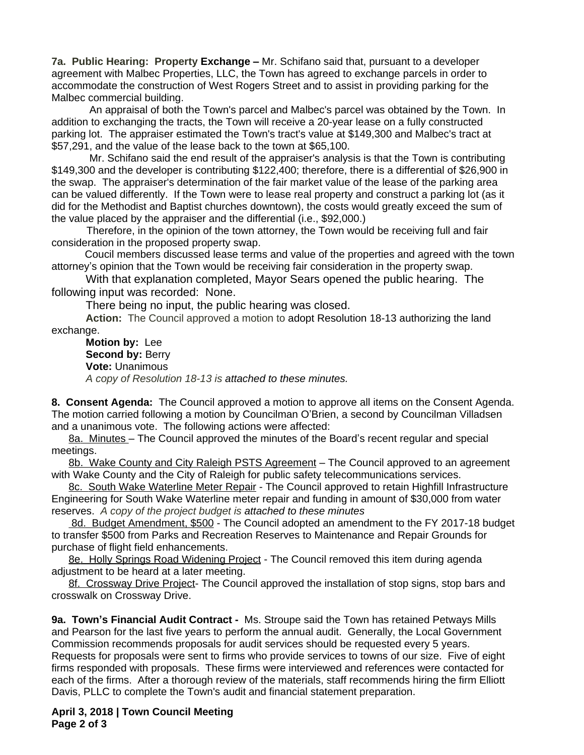**7a. Public Hearing: Property Exchange –** Mr. Schifano said that, pursuant to a developer agreement with Malbec Properties, LLC, the Town has agreed to exchange parcels in order to accommodate the construction of West Rogers Street and to assist in providing parking for the Malbec commercial building.

An appraisal of both the Town's parcel and Malbec's parcel was obtained by the Town. In addition to exchanging the tracts, the Town will receive a 20-year lease on a fully constructed parking lot. The appraiser estimated the Town's tract's value at $149,300 and Malbec's tract at $57,291, and the value of the lease back to the town at $65,100.

Mr. Schifano said the end result of the appraiser's analysis is that the Town is contributing $149,300 and the developer is contributing $122,400; therefore, there is a differential of $26,900 in the swap. The appraiser's determination of the fair market value of the lease of the parking area can be valued differently. If the Town were to lease real property and construct a parking lot (as it did for the Methodist and Baptist churches downtown), the costs would greatly exceed the sum of the value placed by the appraiser and the differential (i.e., $92,000.)

Therefore, in the opinion of the town attorney, the Town would be receiving full and fair consideration in the proposed property swap.

Coucil members discussed lease terms and value of the properties and agreed with the town attorney's opinion that the Town would be receiving fair consideration in the property swap.

With that explanation completed, Mayor Sears opened the public hearing. The following input was recorded: None.

There being no input, the public hearing was closed.

**Action:** The Council approved a motion to adopt Resolution 18-13 authorizing the land exchange.

**Motion by:** Lee
**Second by:** Berry
**Vote:** Unanimous
*A copy of Resolution 18-13 is attached to these minutes.*

**8. Consent Agenda:** The Council approved a motion to approve all items on the Consent Agenda. The motion carried following a motion by Councilman O'Brien, a second by Councilman Villadsen and a unanimous vote. The following actions were affected:

8a. Minutes – The Council approved the minutes of the Board's recent regular and special meetings.

8b. Wake County and City Raleigh PSTS Agreement – The Council approved to an agreement with Wake County and the City of Raleigh for public safety telecommunications services.

8c. South Wake Waterline Meter Repair - The Council approved to retain Highfill Infrastructure Engineering for South Wake Waterline meter repair and funding in amount of $30,000 from water reserves. *A copy of the project budget is attached to these minutes*

8d. Budget Amendment, $500 - The Council adopted an amendment to the FY 2017-18 budget to transfer $500 from Parks and Recreation Reserves to Maintenance and Repair Grounds for purchase of flight field enhancements.

8e. Holly Springs Road Widening Project - The Council removed this item during agenda adjustment to be heard at a later meeting.

8f. Crossway Drive Project- The Council approved the installation of stop signs, stop bars and crosswalk on Crossway Drive.

**9a. Town's Financial Audit Contract -** Ms. Stroupe said the Town has retained Petways Mills and Pearson for the last five years to perform the annual audit. Generally, the Local Government Commission recommends proposals for audit services should be requested every 5 years. Requests for proposals were sent to firms who provide services to towns of our size. Five of eight firms responded with proposals. These firms were interviewed and references were contacted for each of the firms. After a thorough review of the materials, staff recommends hiring the firm Elliott Davis, PLLC to complete the Town's audit and financial statement preparation.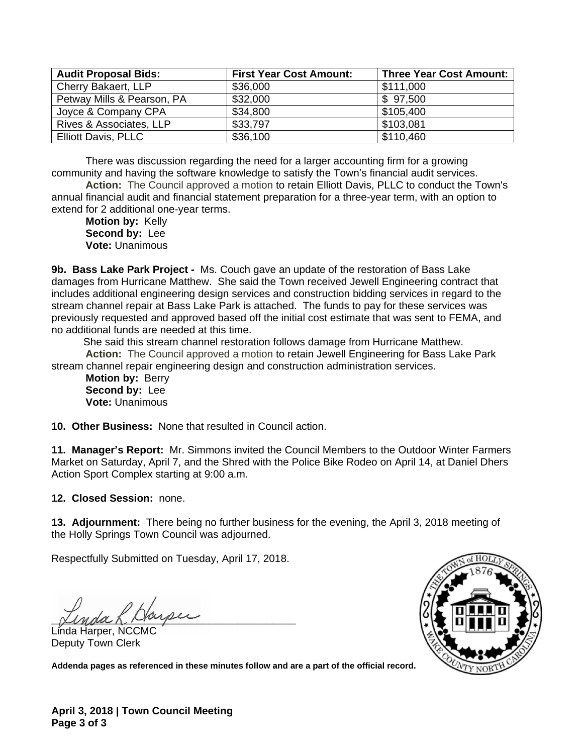| Audit Proposal Bids: | First Year Cost Amount: | Three Year Cost Amount: |
|---|---|---|
| Cherry Bakaert, LLP | $36,000 | $111,000 |
| Petway Mills & Pearson, PA | $32,000 | $ 97,500 |
| Joyce & Company CPA | $34,800 | $105,400 |
| Rives & Associates, LLP | $33,797 | $103,081 |
| Elliott Davis, PLLC | $36,100 | $110,460 |

There was discussion regarding the need for a larger accounting firm for a growing community and having the software knowledge to satisfy the Town's financial audit services.

**Action:** The Council approved a motion to retain Elliott Davis, PLLC to conduct the Town's annual financial audit and financial statement preparation for a three-year term, with an option to extend for 2 additional one-year terms.

**Motion by:** Kelly
**Second by:** Lee
**Vote:** Unanimous

**9b. Bass Lake Park Project -** Ms. Couch gave an update of the restoration of Bass Lake damages from Hurricane Matthew. She said the Town received Jewell Engineering contract that includes additional engineering design services and construction bidding services in regard to the stream channel repair at Bass Lake Park is attached. The funds to pay for these services was previously requested and approved based off the initial cost estimate that was sent to FEMA, and no additional funds are needed at this time.

She said this stream channel restoration follows damage from Hurricane Matthew.

**Action:** The Council approved a motion to retain Jewell Engineering for Bass Lake Park stream channel repair engineering design and construction administration services.

**Motion by:** Berry
**Second by:** Lee
**Vote:** Unanimous

**10. Other Business:** None that resulted in Council action.

**11. Manager's Report:** Mr. Simmons invited the Council Members to the Outdoor Winter Farmers Market on Saturday, April 7, and the Shred with the Police Bike Rodeo on April 14, at Daniel Dhers Action Sport Complex starting at 9:00 a.m.

**12. Closed Session:** none.

**13. Adjournment:** There being no further business for the evening, the April 3, 2018 meeting of the Holly Springs Town Council was adjourned.

Respectfully Submitted on Tuesday, April 17, 2018.

Linda R. Harper

Linda Harper, NCCMC
Deputy Town Clerk

**Addenda pages as referenced in these minutes follow and are a part of the official record.**